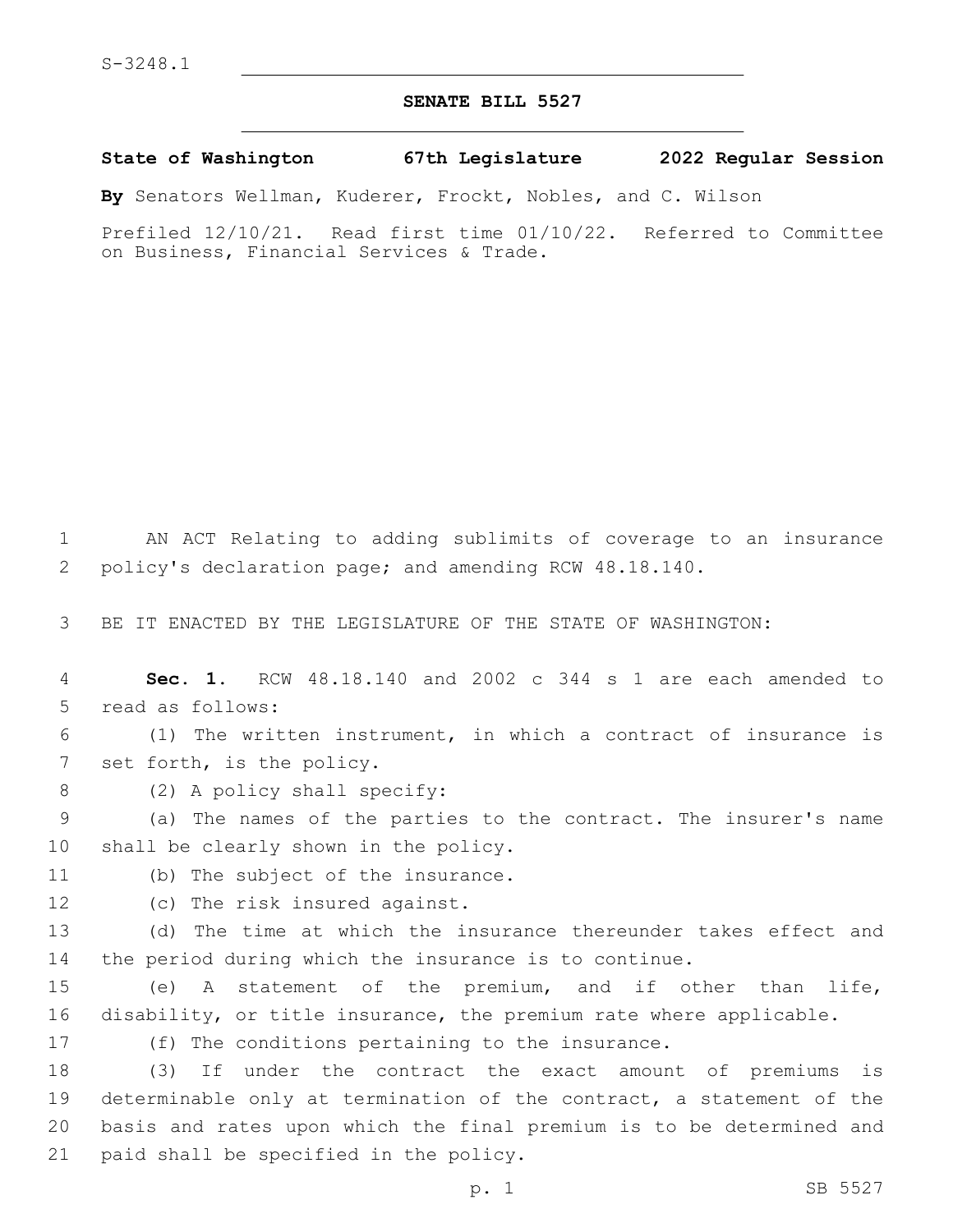S-3248.1

# SENATE BILL 5527

**State of Washington 67th Legislature 2022 Regular Session**

**By** Senators Wellman, Kuderer, Frockt, Nobles, and C. Wilson

Prefiled 12/10/21. Read first time 01/10/22. Referred to Committee on Business, Financial Services & Trade.

AN ACT Relating to adding sublimits of coverage to an insurance policy's declaration page; and amending RCW 48.18.140.

BE IT ENACTED BY THE LEGISLATURE OF THE STATE OF WASHINGTON:

**Sec. 1.** RCW 48.18.140 and 2002 c 344 s 1 are each amended to read as follows:

(1) The written instrument, in which a contract of insurance is set forth, is the policy.

(2) A policy shall specify:

(a) The names of the parties to the contract. The insurer's name shall be clearly shown in the policy.

(b) The subject of the insurance.

(c) The risk insured against.

(d) The time at which the insurance thereunder takes effect and the period during which the insurance is to continue.

(e) A statement of the premium, and if other than life, disability, or title insurance, the premium rate where applicable.

(f) The conditions pertaining to the insurance.

(3) If under the contract the exact amount of premiums is determinable only at termination of the contract, a statement of the basis and rates upon which the final premium is to be determined and paid shall be specified in the policy.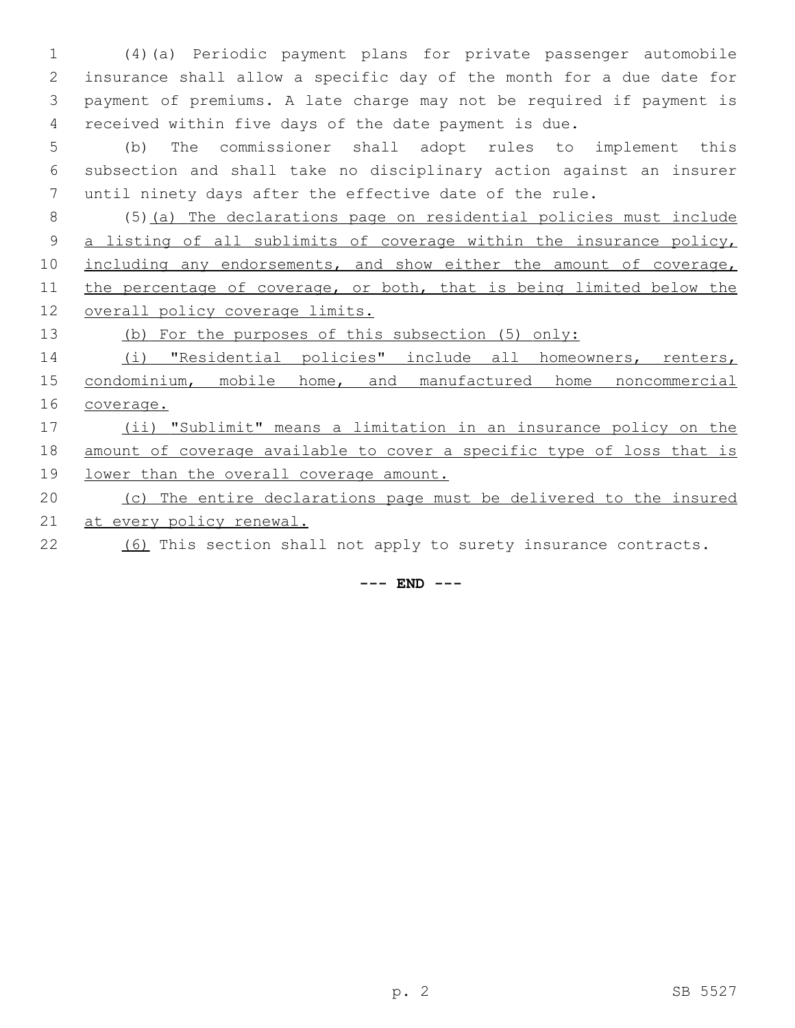(4)(a) Periodic payment plans for private passenger automobile insurance shall allow a specific day of the month for a due date for payment of premiums. A late charge may not be required if payment is received within five days of the date payment is due.

(b) The commissioner shall adopt rules to implement this subsection and shall take no disciplinary action against an insurer until ninety days after the effective date of the rule.

(5)(a) The declarations page on residential policies must include a listing of all sublimits of coverage within the insurance policy, including any endorsements, and show either the amount of coverage, the percentage of coverage, or both, that is being limited below the overall policy coverage limits.

(b) For the purposes of this subsection (5) only:

(i) "Residential policies" include all homeowners, renters, condominium, mobile home, and manufactured home noncommercial coverage.

(ii) "Sublimit" means a limitation in an insurance policy on the amount of coverage available to cover a specific type of loss that is lower than the overall coverage amount.

(c) The entire declarations page must be delivered to the insured at every policy renewal.

(6) This section shall not apply to surety insurance contracts.

**--- END ---**